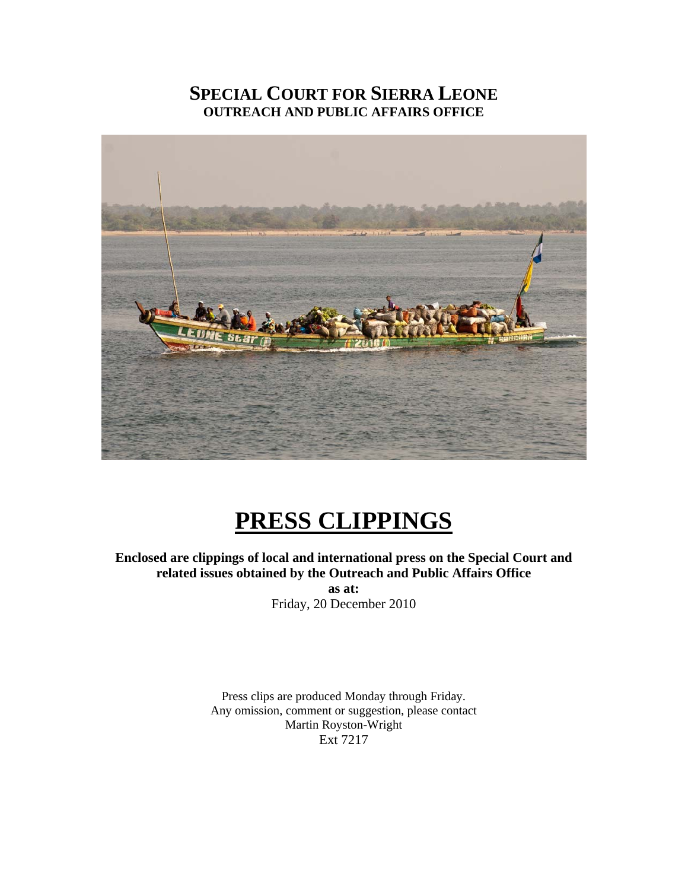# SPECIAL COURT FOR SIERRA LEONE
## OUTREACH AND PUBLIC AFFAIRS OFFICE

# PRESS CLIPPINGS

**Enclosed are clippings of local and international press on the Special Court and related issues obtained by the Outreach and Public Affairs Office**

**as at:**

Friday, 20 December 2010

Press clips are produced Monday through Friday.
Any omission, comment or suggestion, please contact
Martin Royston-Wright
Ext 7217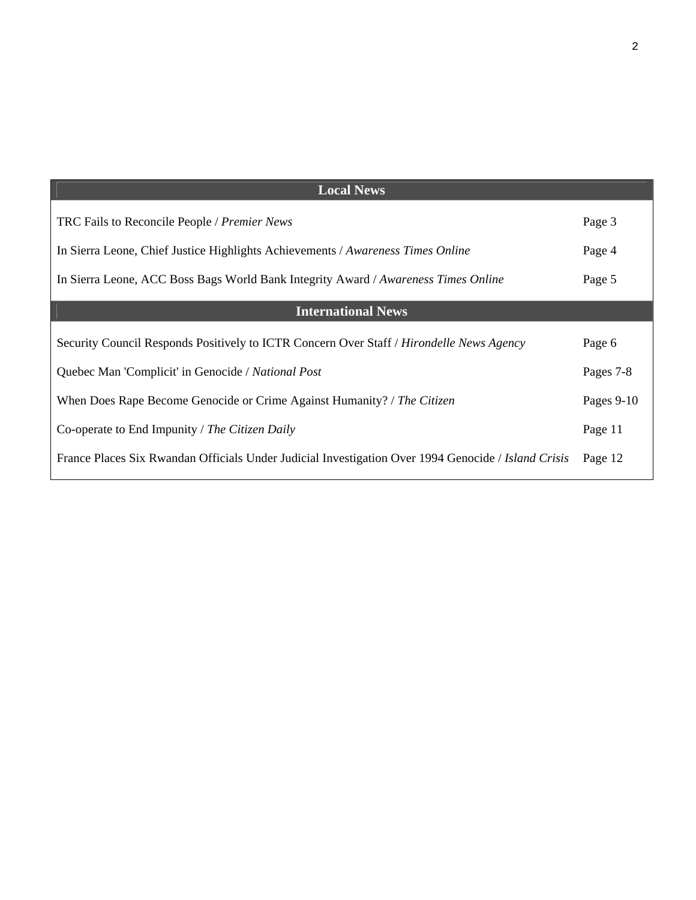| Local News | |
|---|---|
| TRC Fails to Reconcile People / *Premier News* | Page 3 |
| In Sierra Leone, Chief Justice Highlights Achievements / *Awareness Times Online* | Page 4 |
| In Sierra Leone, ACC Boss Bags World Bank Integrity Award / *Awareness Times Online* | Page 5 |
| **International News** | |
| Security Council Responds Positively to ICTR Concern Over Staff / *Hirondelle News Agency* | Page 6 |
| Quebec Man 'Complicit' in Genocide / *National Post* | Pages 7-8 |
| When Does Rape Become Genocide or Crime Against Humanity? / *The Citizen* | Pages 9-10 |
| Co-operate to End Impunity / *The Citizen Daily* | Page 11 |
| France Places Six Rwandan Officials Under Judicial Investigation Over 1994 Genocide / *Island Crisis* | Page 12 |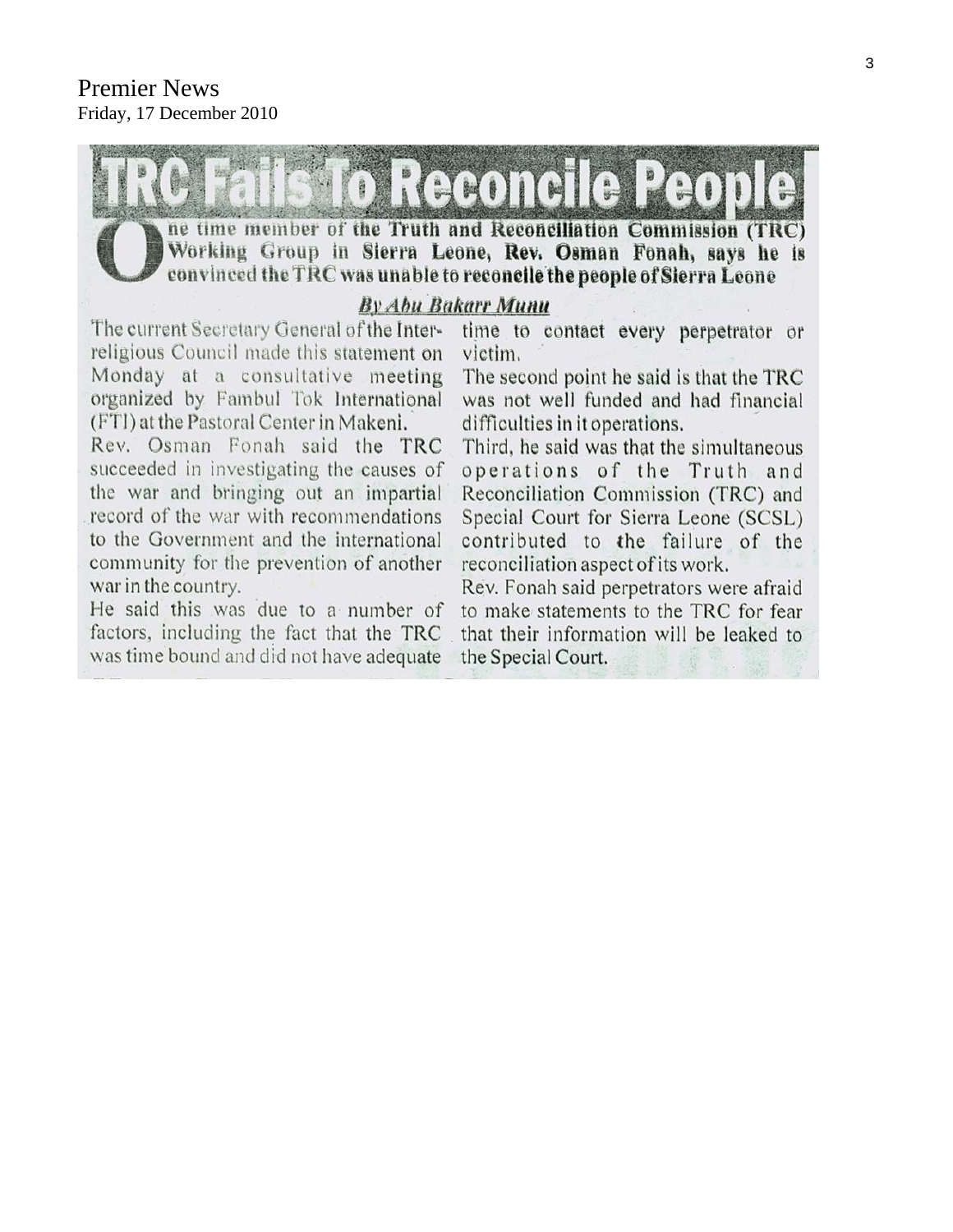Premier News
Friday, 17 December 2010

# TRC Fails To Reconcile People

**One time member of the Truth and Reconciliation Commission (TRC) Working Group in Sierra Leone, Rev. Osman Fonah, says he is convinced the TRC was unable to reconcile the people of Sierra Leone**

***By Abu Bakarr Munu***

The current Secretary General of the Inter-religious Council made this statement on Monday at a consultative meeting organized by Fambul Tok International (FTI) at the Pastoral Center in Makeni.

Rev. Osman Fonah said the TRC succeeded in investigating the causes of the war and bringing out an impartial record of the war with recommendations to the Government and the international community for the prevention of another war in the country.

He said this was due to a number of factors, including the fact that the TRC was time bound and did not have adequate time to contact every perpetrator or victim.

The second point he said is that the TRC was not well funded and had financial difficulties in it operations.

Third, he said was that the simultaneous operations of the Truth and Reconciliation Commission (TRC) and Special Court for Sierra Leone (SCSL) contributed to the failure of the reconciliation aspect of its work.

Rev. Fonah said perpetrators were afraid to make statements to the TRC for fear that their information will be leaked to the Special Court.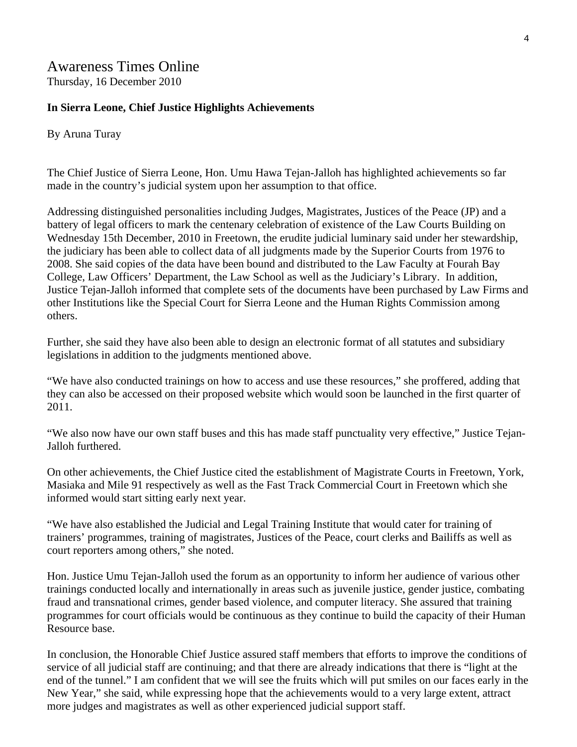# Awareness Times Online

Thursday, 16 December 2010

**In Sierra Leone, Chief Justice Highlights Achievements**

By Aruna Turay

The Chief Justice of Sierra Leone, Hon. Umu Hawa Tejan-Jalloh has highlighted achievements so far made in the country's judicial system upon her assumption to that office.

Addressing distinguished personalities including Judges, Magistrates, Justices of the Peace (JP) and a battery of legal officers to mark the centenary celebration of existence of the Law Courts Building on Wednesday 15th December, 2010 in Freetown, the erudite judicial luminary said under her stewardship, the judiciary has been able to collect data of all judgments made by the Superior Courts from 1976 to 2008. She said copies of the data have been bound and distributed to the Law Faculty at Fourah Bay College, Law Officers' Department, the Law School as well as the Judiciary's Library. In addition, Justice Tejan-Jalloh informed that complete sets of the documents have been purchased by Law Firms and other Institutions like the Special Court for Sierra Leone and the Human Rights Commission among others.

Further, she said they have also been able to design an electronic format of all statutes and subsidiary legislations in addition to the judgments mentioned above.

"We have also conducted trainings on how to access and use these resources," she proffered, adding that they can also be accessed on their proposed website which would soon be launched in the first quarter of 2011.

"We also now have our own staff buses and this has made staff punctuality very effective," Justice Tejan-Jalloh furthered.

On other achievements, the Chief Justice cited the establishment of Magistrate Courts in Freetown, York, Masiaka and Mile 91 respectively as well as the Fast Track Commercial Court in Freetown which she informed would start sitting early next year.

"We have also established the Judicial and Legal Training Institute that would cater for training of trainers' programmes, training of magistrates, Justices of the Peace, court clerks and Bailiffs as well as court reporters among others," she noted.

Hon. Justice Umu Tejan-Jalloh used the forum as an opportunity to inform her audience of various other trainings conducted locally and internationally in areas such as juvenile justice, gender justice, combating fraud and transnational crimes, gender based violence, and computer literacy. She assured that training programmes for court officials would be continuous as they continue to build the capacity of their Human Resource base.

In conclusion, the Honorable Chief Justice assured staff members that efforts to improve the conditions of service of all judicial staff are continuing; and that there are already indications that there is "light at the end of the tunnel." I am confident that we will see the fruits which will put smiles on our faces early in the New Year," she said, while expressing hope that the achievements would to a very large extent, attract more judges and magistrates as well as other experienced judicial support staff.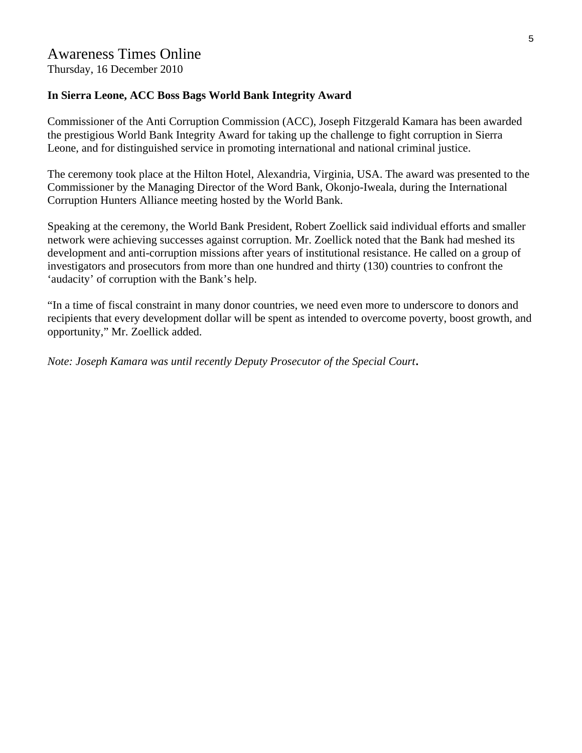# Awareness Times Online

Thursday, 16 December 2010

**In Sierra Leone, ACC Boss Bags World Bank Integrity Award**

Commissioner of the Anti Corruption Commission (ACC), Joseph Fitzgerald Kamara has been awarded the prestigious World Bank Integrity Award for taking up the challenge to fight corruption in Sierra Leone, and for distinguished service in promoting international and national criminal justice.

The ceremony took place at the Hilton Hotel, Alexandria, Virginia, USA. The award was presented to the Commissioner by the Managing Director of the Word Bank, Okonjo-Iweala, during the International Corruption Hunters Alliance meeting hosted by the World Bank.

Speaking at the ceremony, the World Bank President, Robert Zoellick said individual efforts and smaller network were achieving successes against corruption. Mr. Zoellick noted that the Bank had meshed its development and anti-corruption missions after years of institutional resistance. He called on a group of investigators and prosecutors from more than one hundred and thirty (130) countries to confront the 'audacity' of corruption with the Bank's help.

"In a time of fiscal constraint in many donor countries, we need even more to underscore to donors and recipients that every development dollar will be spent as intended to overcome poverty, boost growth, and opportunity," Mr. Zoellick added.

*Note: Joseph Kamara was until recently Deputy Prosecutor of the Special Court*.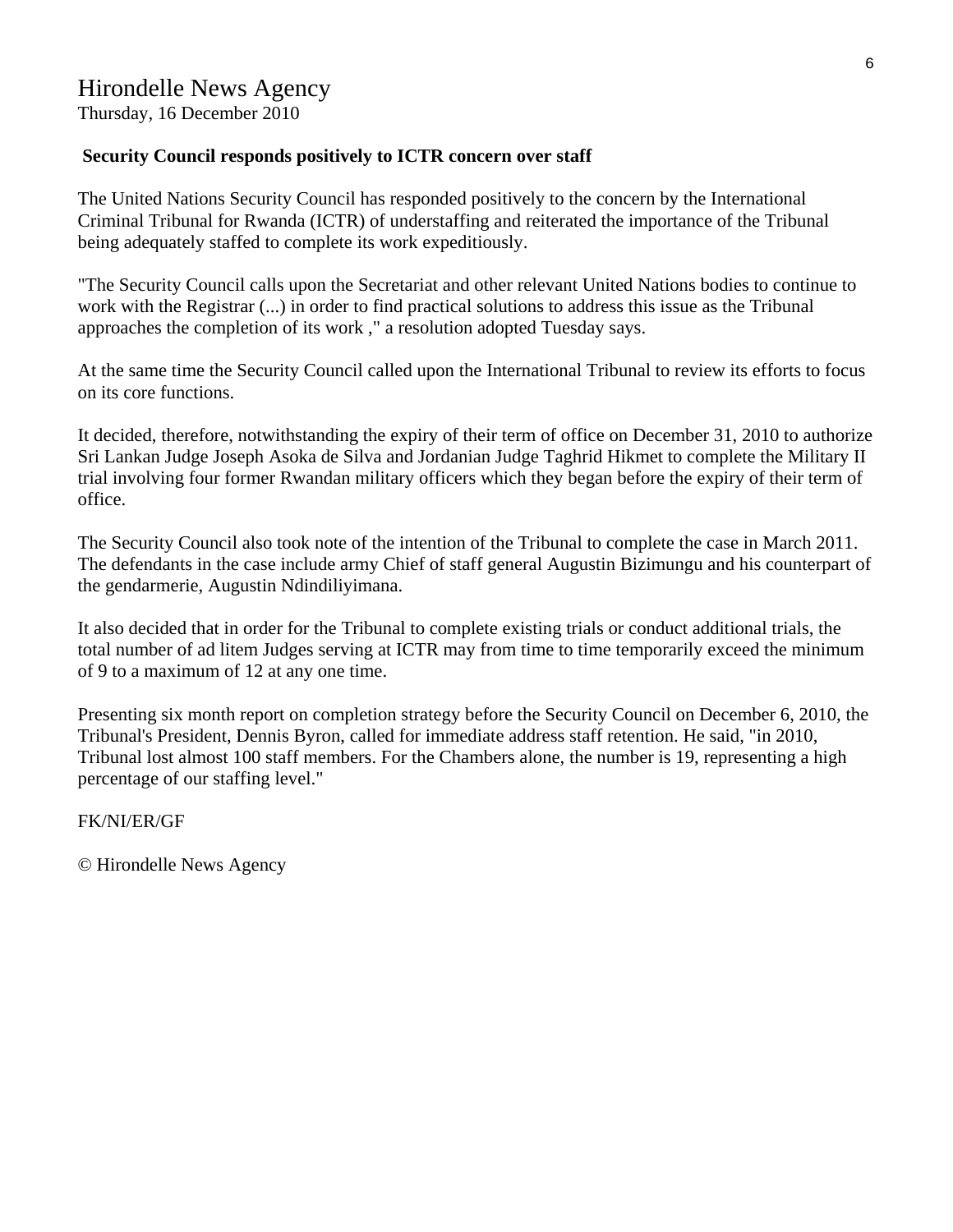# Hirondelle News Agency

Thursday, 16 December 2010

**Security Council responds positively to ICTR concern over staff**

The United Nations Security Council has responded positively to the concern by the International Criminal Tribunal for Rwanda (ICTR) of understaffing and reiterated the importance of the Tribunal being adequately staffed to complete its work expeditiously.

"The Security Council calls upon the Secretariat and other relevant United Nations bodies to continue to work with the Registrar (...) in order to find practical solutions to address this issue as the Tribunal approaches the completion of its work ," a resolution adopted Tuesday says.

At the same time the Security Council called upon the International Tribunal to review its efforts to focus on its core functions.

It decided, therefore, notwithstanding the expiry of their term of office on December 31, 2010 to authorize Sri Lankan Judge Joseph Asoka de Silva and Jordanian Judge Taghrid Hikmet to complete the Military II trial involving four former Rwandan military officers which they began before the expiry of their term of office.

The Security Council also took note of the intention of the Tribunal to complete the case in March 2011. The defendants in the case include army Chief of staff general Augustin Bizimungu and his counterpart of the gendarmerie, Augustin Ndindiliyimana.

It also decided that in order for the Tribunal to complete existing trials or conduct additional trials, the total number of ad litem Judges serving at ICTR may from time to time temporarily exceed the minimum of 9 to a maximum of 12 at any one time.

Presenting six month report on completion strategy before the Security Council on December 6, 2010, the Tribunal's President, Dennis Byron, called for immediate address staff retention. He said, "in 2010, Tribunal lost almost 100 staff members. For the Chambers alone, the number is 19, representing a high percentage of our staffing level."

FK/NI/ER/GF

© Hirondelle News Agency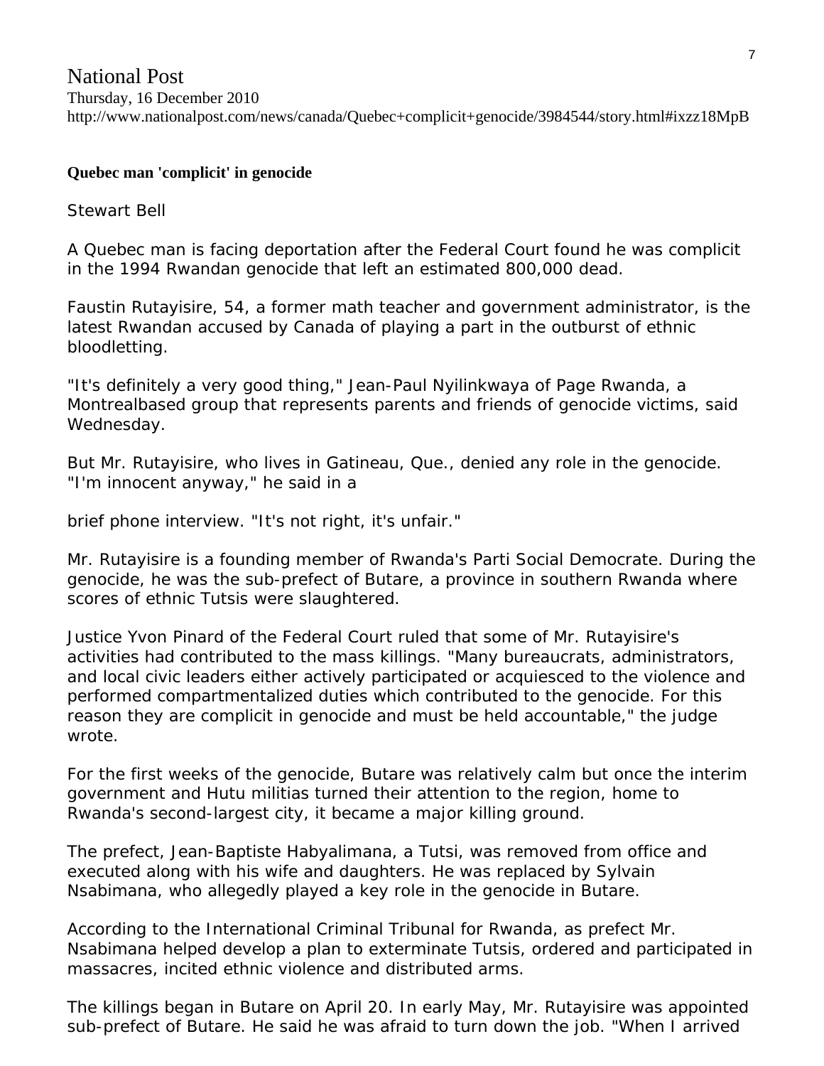National Post

Thursday, 16 December 2010

http://www.nationalpost.com/news/canada/Quebec+complicit+genocide/3984544/story.html#ixzz18MpB

**Quebec man 'complicit' in genocide**

Stewart Bell

A Quebec man is facing deportation after the Federal Court found he was complicit in the 1994 Rwandan genocide that left an estimated 800,000 dead.

Faustin Rutayisire, 54, a former math teacher and government administrator, is the latest Rwandan accused by Canada of playing a part in the outburst of ethnic bloodletting.

"It's definitely a very good thing," Jean-Paul Nyilinkwaya of Page Rwanda, a Montrealbased group that represents parents and friends of genocide victims, said Wednesday.

But Mr. Rutayisire, who lives in Gatineau, Que., denied any role in the genocide. "I'm innocent anyway," he said in a

brief phone interview. "It's not right, it's unfair."

Mr. Rutayisire is a founding member of Rwanda's Parti Social Democrate. During the genocide, he was the sub-prefect of Butare, a province in southern Rwanda where scores of ethnic Tutsis were slaughtered.

Justice Yvon Pinard of the Federal Court ruled that some of Mr. Rutayisire's activities had contributed to the mass killings. "Many bureaucrats, administrators, and local civic leaders either actively participated or acquiesced to the violence and performed compartmentalized duties which contributed to the genocide. For this reason they are complicit in genocide and must be held accountable," the judge wrote.

For the first weeks of the genocide, Butare was relatively calm but once the interim government and Hutu militias turned their attention to the region, home to Rwanda's second-largest city, it became a major killing ground.

The prefect, Jean-Baptiste Habyalimana, a Tutsi, was removed from office and executed along with his wife and daughters. He was replaced by Sylvain Nsabimana, who allegedly played a key role in the genocide in Butare.

According to the International Criminal Tribunal for Rwanda, as prefect Mr. Nsabimana helped develop a plan to exterminate Tutsis, ordered and participated in massacres, incited ethnic violence and distributed arms.

The killings began in Butare on April 20. In early May, Mr. Rutayisire was appointed sub-prefect of Butare. He said he was afraid to turn down the job. "When I arrived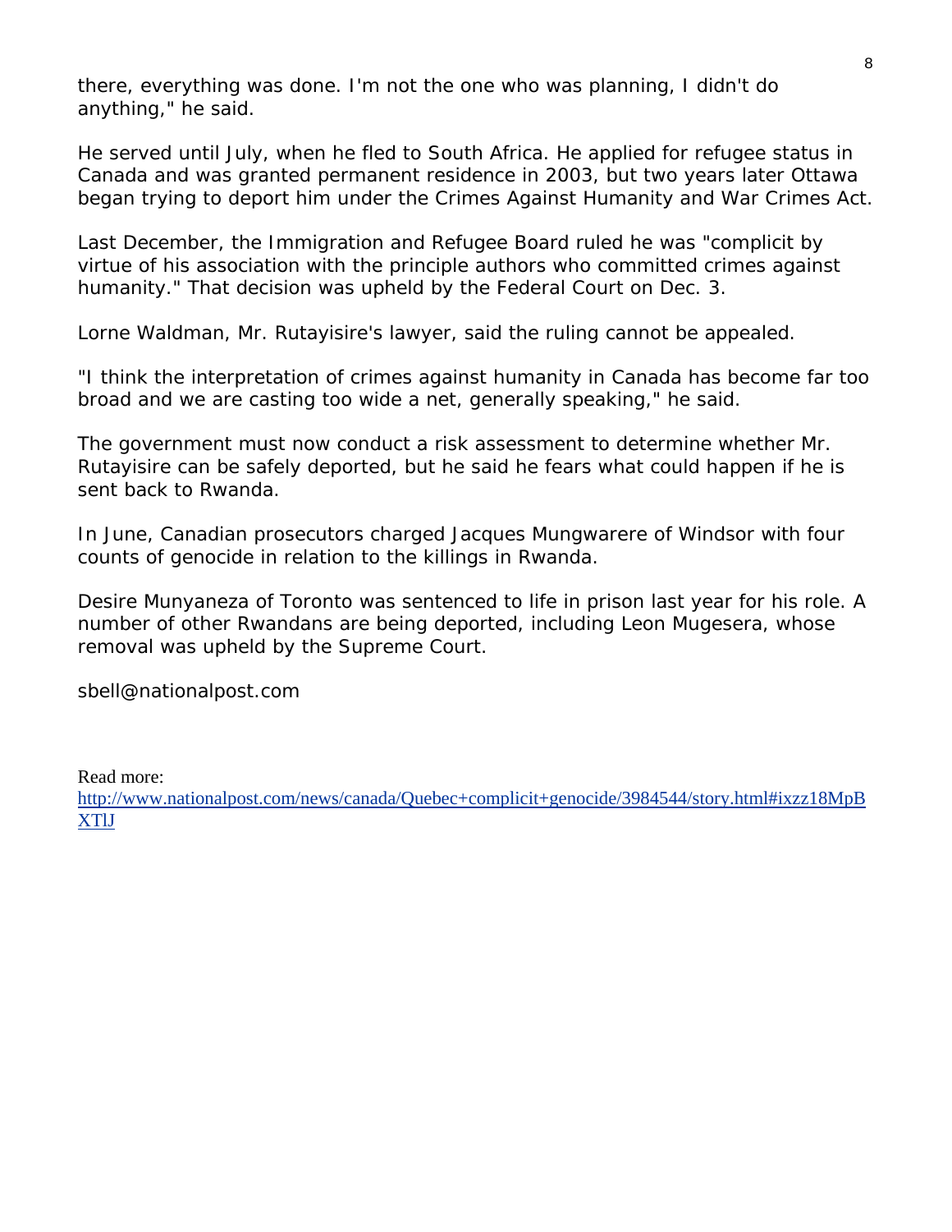there, everything was done. I'm not the one who was planning, I didn't do anything," he said.

He served until July, when he fled to South Africa. He applied for refugee status in Canada and was granted permanent residence in 2003, but two years later Ottawa began trying to deport him under the Crimes Against Humanity and War Crimes Act.

Last December, the Immigration and Refugee Board ruled he was "complicit by virtue of his association with the principle authors who committed crimes against humanity." That decision was upheld by the Federal Court on Dec. 3.

Lorne Waldman, Mr. Rutayisire's lawyer, said the ruling cannot be appealed.

"I think the interpretation of crimes against humanity in Canada has become far too broad and we are casting too wide a net, generally speaking," he said.

The government must now conduct a risk assessment to determine whether Mr. Rutayisire can be safely deported, but he said he fears what could happen if he is sent back to Rwanda.

In June, Canadian prosecutors charged Jacques Mungwarere of Windsor with four counts of genocide in relation to the killings in Rwanda.

Desire Munyaneza of Toronto was sentenced to life in prison last year for his role. A number of other Rwandans are being deported, including Leon Mugesera, whose removal was upheld by the Supreme Court.

sbell@nationalpost.com

Read more: http://www.nationalpost.com/news/canada/Quebec+complicit+genocide/3984544/story.html#ixzz18MpBXTlJ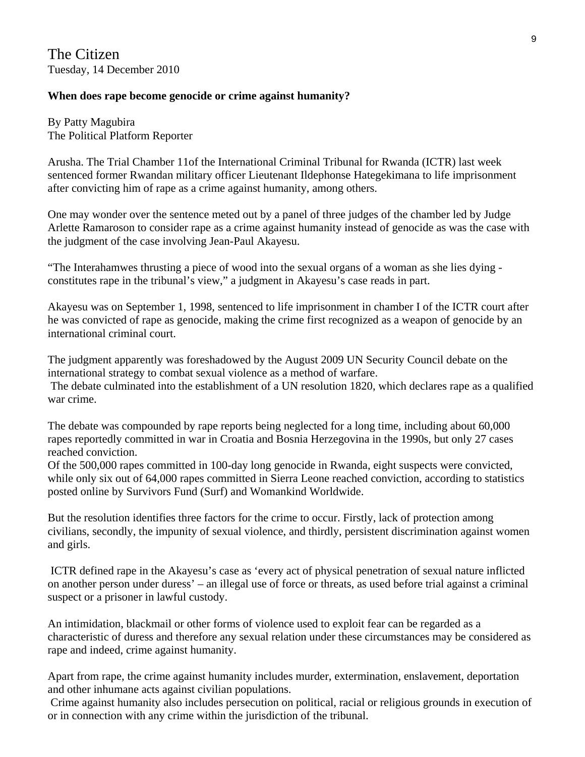The Citizen
Tuesday, 14 December 2010

**When does rape become genocide or crime against humanity?**

By Patty Magubira
The Political Platform Reporter

Arusha. The Trial Chamber 11of the International Criminal Tribunal for Rwanda (ICTR) last week sentenced former Rwandan military officer Lieutenant Ildephonse Hategekimana to life imprisonment after convicting him of rape as a crime against humanity, among others.

One may wonder over the sentence meted out by a panel of three judges of the chamber led by Judge Arlette Ramaroson to consider rape as a crime against humanity instead of genocide as was the case with the judgment of the case involving Jean-Paul Akayesu.

"The Interahamwes thrusting a piece of wood into the sexual organs of a woman as she lies dying - constitutes rape in the tribunal's view," a judgment in Akayesu's case reads in part.

Akayesu was on September 1, 1998, sentenced to life imprisonment in chamber I of the ICTR court after he was convicted of rape as genocide, making the crime first recognized as a weapon of genocide by an international criminal court.

The judgment apparently was foreshadowed by the August 2009 UN Security Council debate on the international strategy to combat sexual violence as a method of warfare.
The debate culminated into the establishment of a UN resolution 1820, which declares rape as a qualified war crime.

The debate was compounded by rape reports being neglected for a long time, including about 60,000 rapes reportedly committed in war in Croatia and Bosnia Herzegovina in the 1990s, but only 27 cases reached conviction.
Of the 500,000 rapes committed in 100-day long genocide in Rwanda, eight suspects were convicted, while only six out of 64,000 rapes committed in Sierra Leone reached conviction, according to statistics posted online by Survivors Fund (Surf) and Womankind Worldwide.

But the resolution identifies three factors for the crime to occur. Firstly, lack of protection among civilians, secondly, the impunity of sexual violence, and thirdly, persistent discrimination against women and girls.

ICTR defined rape in the Akayesu's case as 'every act of physical penetration of sexual nature inflicted on another person under duress' – an illegal use of force or threats, as used before trial against a criminal suspect or a prisoner in lawful custody.

An intimidation, blackmail or other forms of violence used to exploit fear can be regarded as a characteristic of duress and therefore any sexual relation under these circumstances may be considered as rape and indeed, crime against humanity.

Apart from rape, the crime against humanity includes murder, extermination, enslavement, deportation and other inhumane acts against civilian populations.
Crime against humanity also includes persecution on political, racial or religious grounds in execution of or in connection with any crime within the jurisdiction of the tribunal.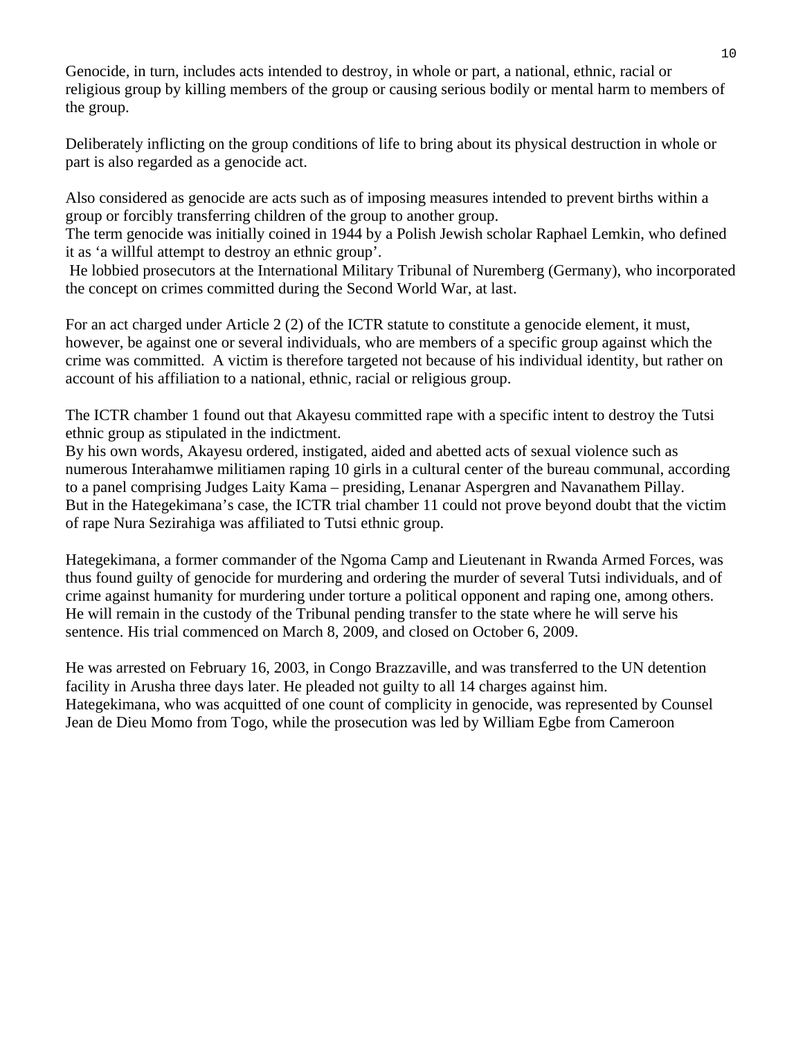Genocide, in turn, includes acts intended to destroy, in whole or part, a national, ethnic, racial or religious group by killing members of the group or causing serious bodily or mental harm to members of the group.

Deliberately inflicting on the group conditions of life to bring about its physical destruction in whole or part is also regarded as a genocide act.

Also considered as genocide are acts such as of imposing measures intended to prevent births within a group or forcibly transferring children of the group to another group.
The term genocide was initially coined in 1944 by a Polish Jewish scholar Raphael Lemkin, who defined it as 'a willful attempt to destroy an ethnic group'.
He lobbied prosecutors at the International Military Tribunal of Nuremberg (Germany), who incorporated the concept on crimes committed during the Second World War, at last.

For an act charged under Article 2 (2) of the ICTR statute to constitute a genocide element, it must, however, be against one or several individuals, who are members of a specific group against which the crime was committed. A victim is therefore targeted not because of his individual identity, but rather on account of his affiliation to a national, ethnic, racial or religious group.

The ICTR chamber 1 found out that Akayesu committed rape with a specific intent to destroy the Tutsi ethnic group as stipulated in the indictment.
By his own words, Akayesu ordered, instigated, aided and abetted acts of sexual violence such as numerous Interahamwe militiamen raping 10 girls in a cultural center of the bureau communal, according to a panel comprising Judges Laity Kama – presiding, Lenanar Aspergren and Navanathem Pillay.
But in the Hategekimana's case, the ICTR trial chamber 11 could not prove beyond doubt that the victim of rape Nura Sezirahiga was affiliated to Tutsi ethnic group.

Hategekimana, a former commander of the Ngoma Camp and Lieutenant in Rwanda Armed Forces, was thus found guilty of genocide for murdering and ordering the murder of several Tutsi individuals, and of crime against humanity for murdering under torture a political opponent and raping one, among others. He will remain in the custody of the Tribunal pending transfer to the state where he will serve his sentence. His trial commenced on March 8, 2009, and closed on October 6, 2009.

He was arrested on February 16, 2003, in Congo Brazzaville, and was transferred to the UN detention facility in Arusha three days later. He pleaded not guilty to all 14 charges against him.
Hategekimana, who was acquitted of one count of complicity in genocide, was represented by Counsel Jean de Dieu Momo from Togo, while the prosecution was led by William Egbe from Cameroon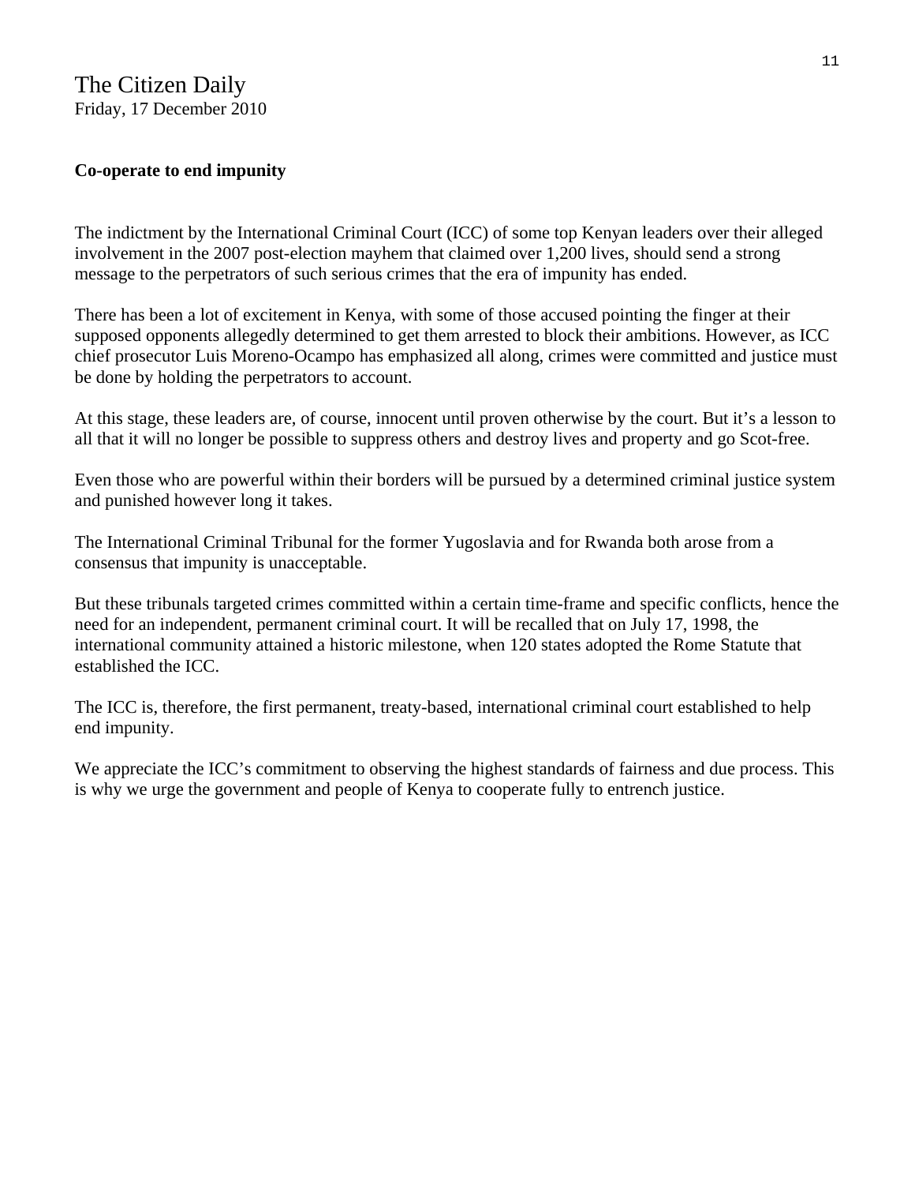The Citizen Daily
Friday, 17 December 2010

**Co-operate to end impunity**

The indictment by the International Criminal Court (ICC) of some top Kenyan leaders over their alleged involvement in the 2007 post-election mayhem that claimed over 1,200 lives, should send a strong message to the perpetrators of such serious crimes that the era of impunity has ended.

There has been a lot of excitement in Kenya, with some of those accused pointing the finger at their supposed opponents allegedly determined to get them arrested to block their ambitions. However, as ICC chief prosecutor Luis Moreno-Ocampo has emphasized all along, crimes were committed and justice must be done by holding the perpetrators to account.

At this stage, these leaders are, of course, innocent until proven otherwise by the court. But it's a lesson to all that it will no longer be possible to suppress others and destroy lives and property and go Scot-free.

Even those who are powerful within their borders will be pursued by a determined criminal justice system and punished however long it takes.

The International Criminal Tribunal for the former Yugoslavia and for Rwanda both arose from a consensus that impunity is unacceptable.

But these tribunals targeted crimes committed within a certain time-frame and specific conflicts, hence the need for an independent, permanent criminal court. It will be recalled that on July 17, 1998, the international community attained a historic milestone, when 120 states adopted the Rome Statute that established the ICC.

The ICC is, therefore, the first permanent, treaty-based, international criminal court established to help end impunity.

We appreciate the ICC's commitment to observing the highest standards of fairness and due process. This is why we urge the government and people of Kenya to cooperate fully to entrench justice.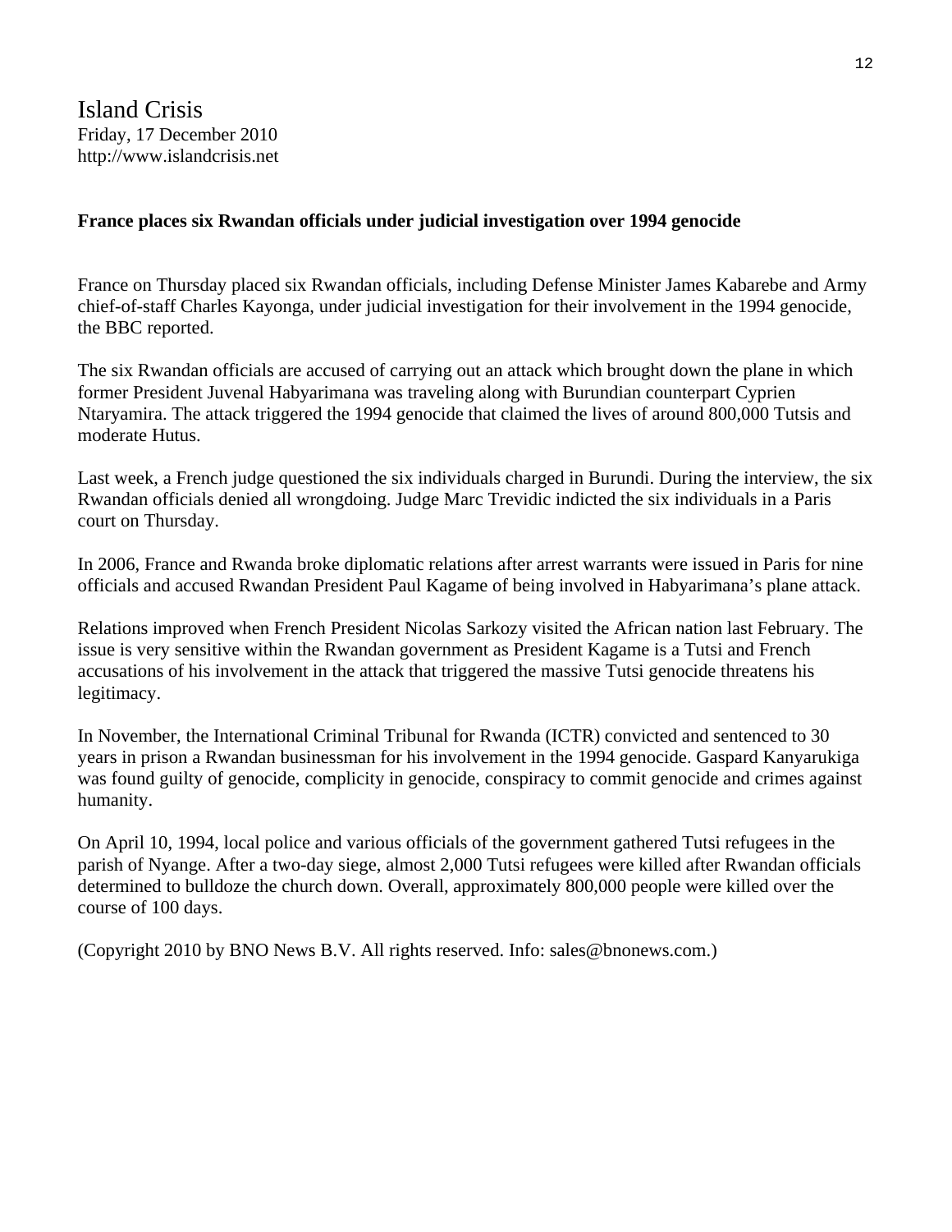Island Crisis
Friday, 17 December 2010
http://www.islandcrisis.net

**France places six Rwandan officials under judicial investigation over 1994 genocide**

France on Thursday placed six Rwandan officials, including Defense Minister James Kabarebe and Army chief-of-staff Charles Kayonga, under judicial investigation for their involvement in the 1994 genocide, the BBC reported.

The six Rwandan officials are accused of carrying out an attack which brought down the plane in which former President Juvenal Habyarimana was traveling along with Burundian counterpart Cyprien Ntaryamira. The attack triggered the 1994 genocide that claimed the lives of around 800,000 Tutsis and moderate Hutus.

Last week, a French judge questioned the six individuals charged in Burundi. During the interview, the six Rwandan officials denied all wrongdoing. Judge Marc Trevidic indicted the six individuals in a Paris court on Thursday.

In 2006, France and Rwanda broke diplomatic relations after arrest warrants were issued in Paris for nine officials and accused Rwandan President Paul Kagame of being involved in Habyarimana's plane attack.

Relations improved when French President Nicolas Sarkozy visited the African nation last February. The issue is very sensitive within the Rwandan government as President Kagame is a Tutsi and French accusations of his involvement in the attack that triggered the massive Tutsi genocide threatens his legitimacy.

In November, the International Criminal Tribunal for Rwanda (ICTR) convicted and sentenced to 30 years in prison a Rwandan businessman for his involvement in the 1994 genocide. Gaspard Kanyarukiga was found guilty of genocide, complicity in genocide, conspiracy to commit genocide and crimes against humanity.

On April 10, 1994, local police and various officials of the government gathered Tutsi refugees in the parish of Nyange. After a two-day siege, almost 2,000 Tutsi refugees were killed after Rwandan officials determined to bulldoze the church down. Overall, approximately 800,000 people were killed over the course of 100 days.

(Copyright 2010 by BNO News B.V. All rights reserved. Info: sales@bnonews.com.)